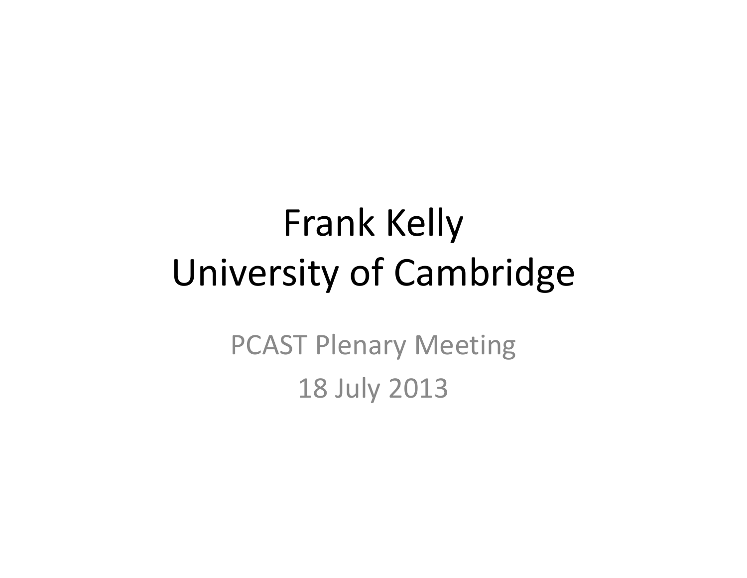# Frank Kelly
# University of Cambridge

PCAST Plenary Meeting

18 July 2013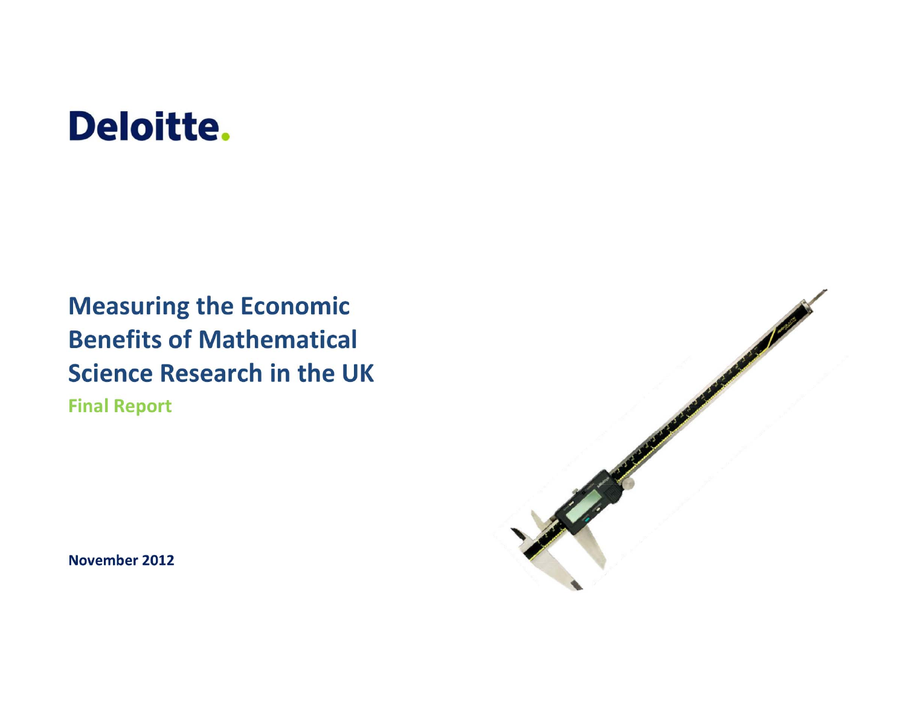Deloitte.

# Measuring the Economic Benefits of Mathematical Science Research in the UK

## Final Report

**November 2012**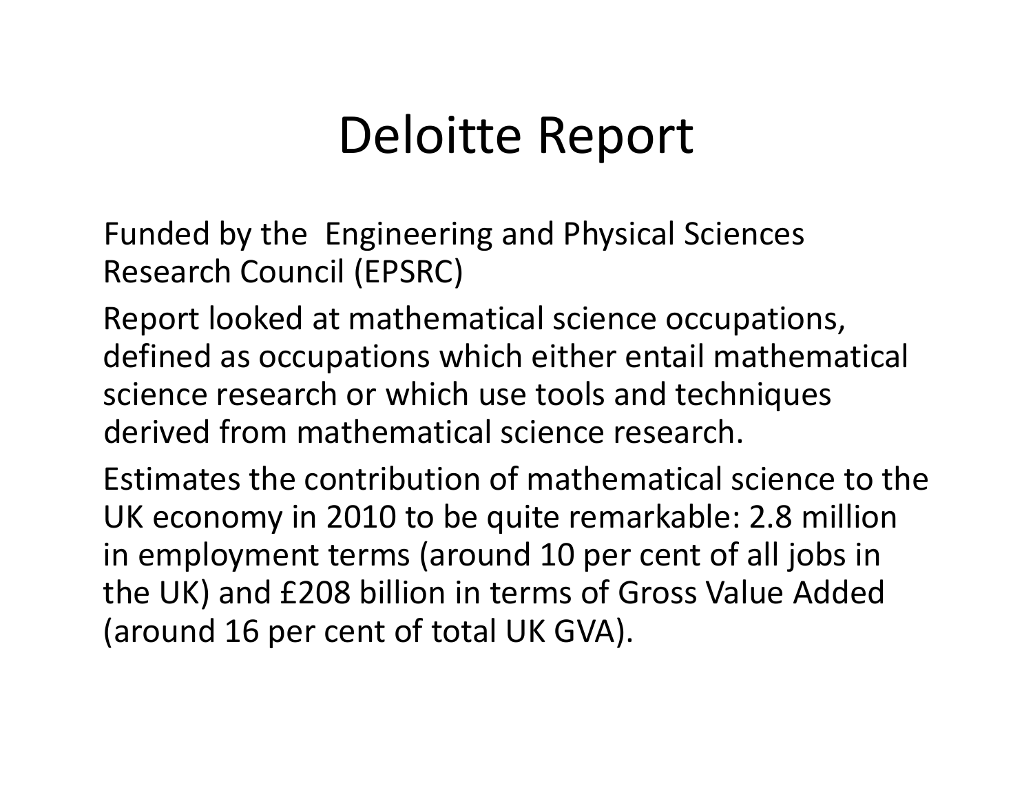# Deloitte Report

Funded by the Engineering and Physical Sciences Research Council (EPSRC)

Report looked at mathematical science occupations, defined as occupations which either entail mathematical science research or which use tools and techniques derived from mathematical science research.

Estimates the contribution of mathematical science to the UK economy in 2010 to be quite remarkable: 2.8 million in employment terms (around 10 per cent of all jobs in the UK) and £208 billion in terms of Gross Value Added (around 16 per cent of total UK GVA).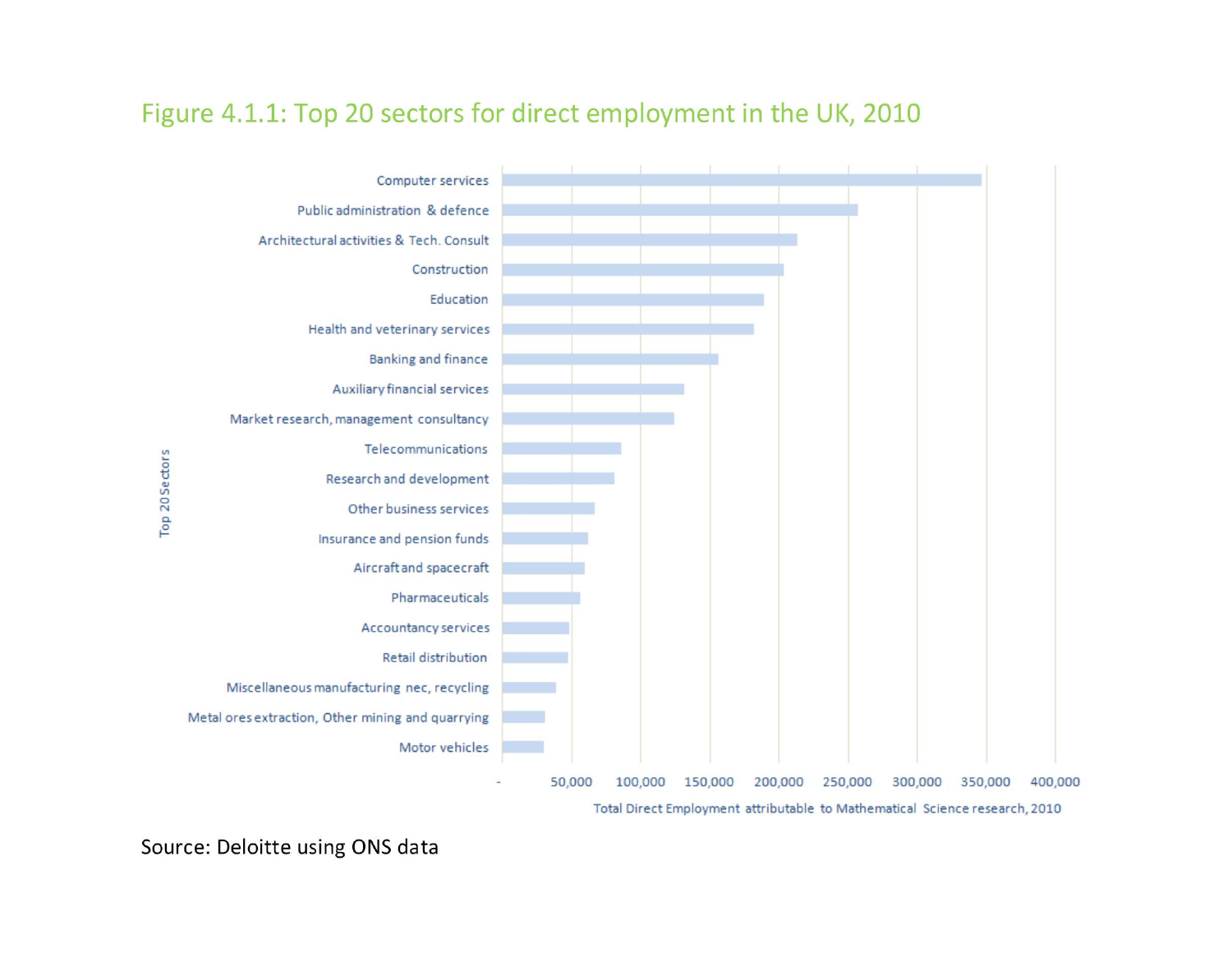## Figure 4.1.1: Top 20 sectors for direct employment in the UK, 2010

Top 20 Sectors

Computer services
Public administration & defence
Architectural activities & Tech. Consult
Construction
Education
Health and veterinary services
Banking and finance
Auxiliary financial services
Market research, management consultancy
Telecommunications
Research and development
Other business services
Insurance and pension funds
Aircraft and spacecraft
Pharmaceuticals
Accountancy services
Retail distribution
Miscellaneous manufacturing nec, recycling
Metal ores extraction, Other mining and quarrying
Motor vehicles

- 50,000 100,000 150,000 200,000 250,000 300,000 350,000 400,000

Total Direct Employment attributable to Mathematical Science research, 2010

Source: Deloitte using ONS data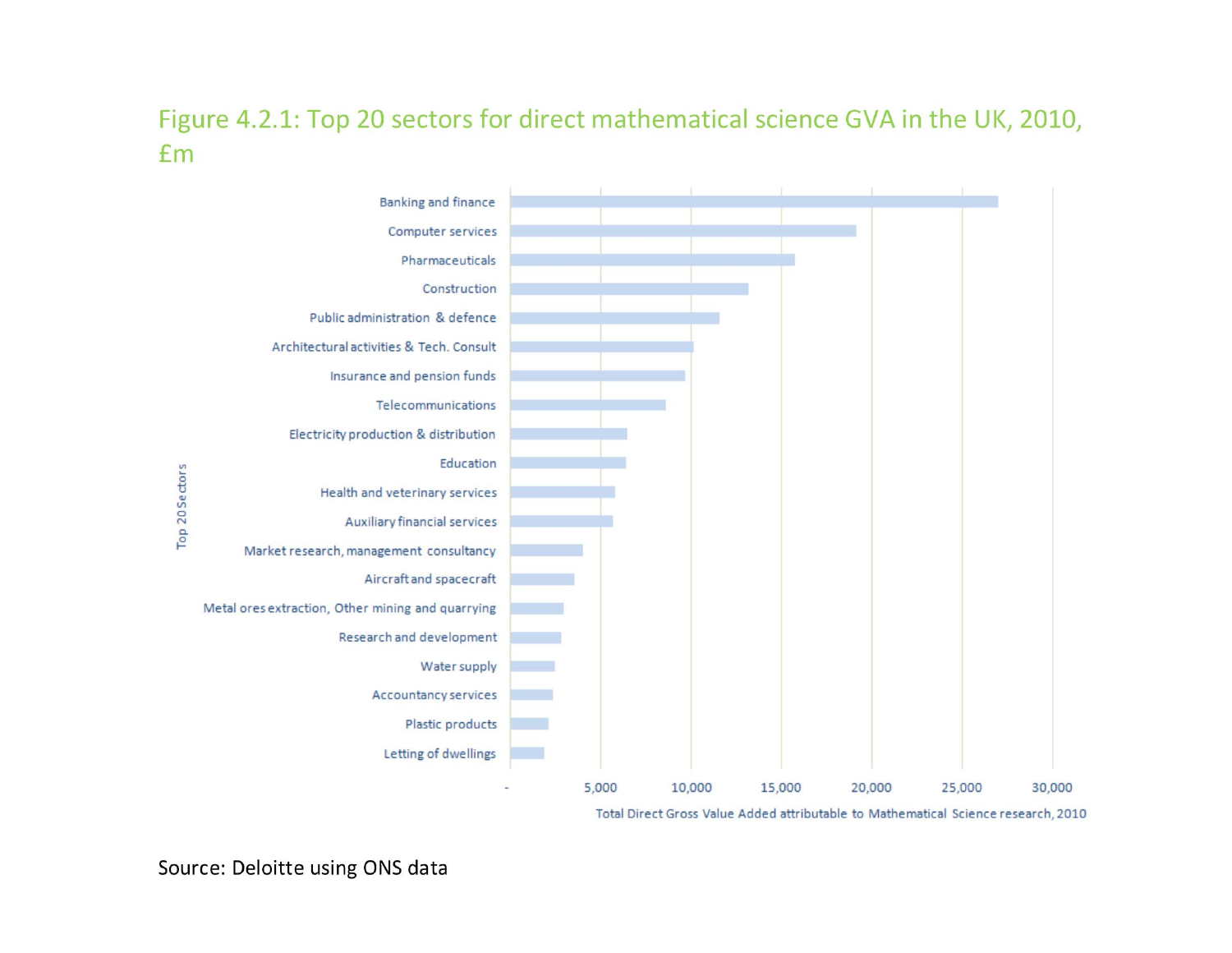Figure 4.2.1: Top 20 sectors for direct mathematical science GVA in the UK, 2010, £m

Banking and finance
Computer services
Pharmaceuticals
Construction
Public administration & defence
Architectural activities & Tech. Consult
Insurance and pension funds
Telecommunications
Electricity production & distribution
Education
Health and veterinary services
Auxiliary financial services
Market research, management consultancy
Aircraft and spacecraft
Metal ores extraction, Other mining and quarrying
Research and development
Water supply
Accountancy services
Plastic products
Letting of dwellings

Top 20 Sectors

- 5,000 10,000 15,000 20,000 25,000 30,000

Total Direct Gross Value Added attributable to Mathematical Science research, 2010

Source: Deloitte using ONS data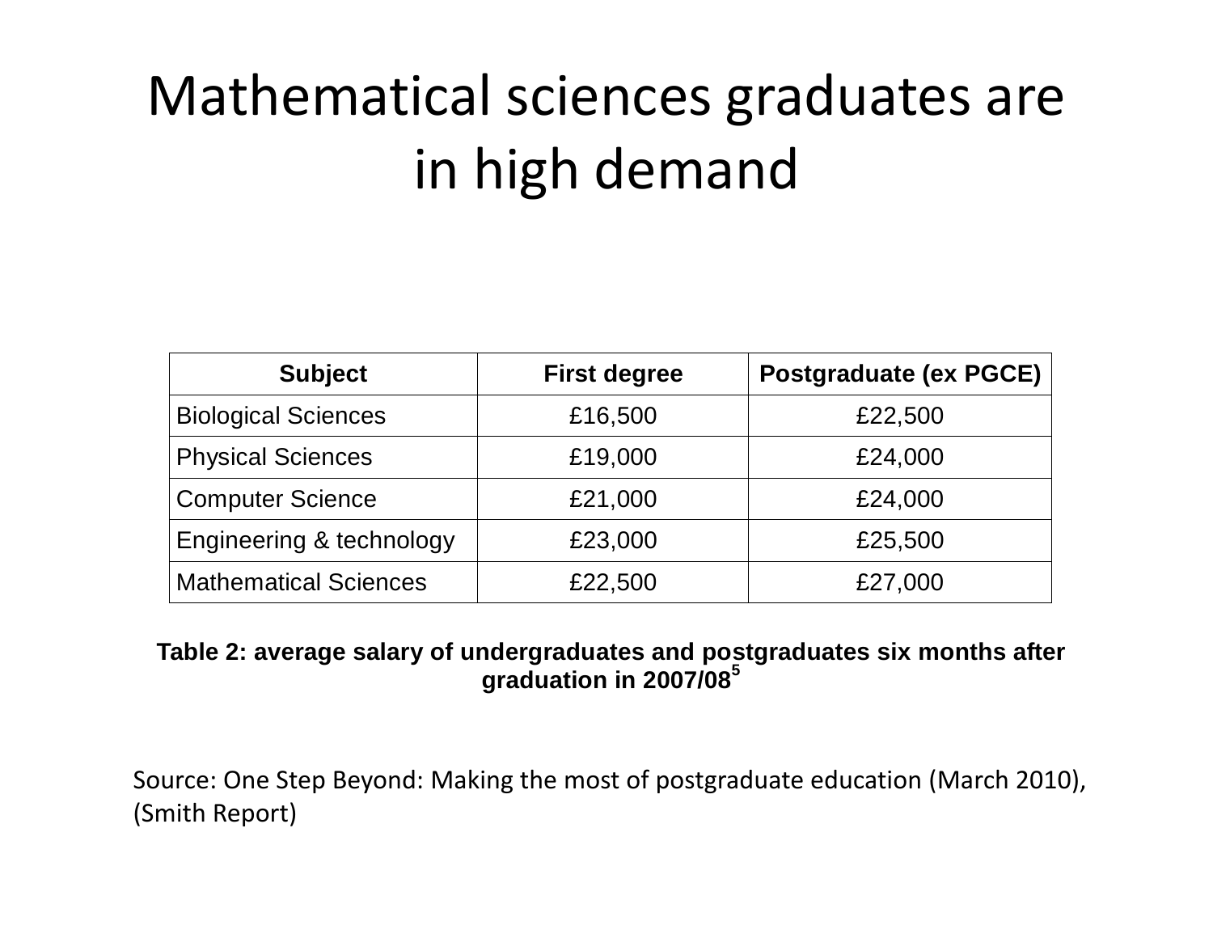# Mathematical sciences graduates are in high demand

| Subject | First degree | Postgraduate (ex PGCE) |
| --- | --- | --- |
| Biological Sciences | £16,500 | £22,500 |
| Physical Sciences | £19,000 | £24,000 |
| Computer Science | £21,000 | £24,000 |
| Engineering & technology | £23,000 | £25,500 |
| Mathematical Sciences | £22,500 | £27,000 |

**Table 2: average salary of undergraduates and postgraduates six months after graduation in 2007/08[5]**

Source: One Step Beyond: Making the most of postgraduate education (March 2010), (Smith Report)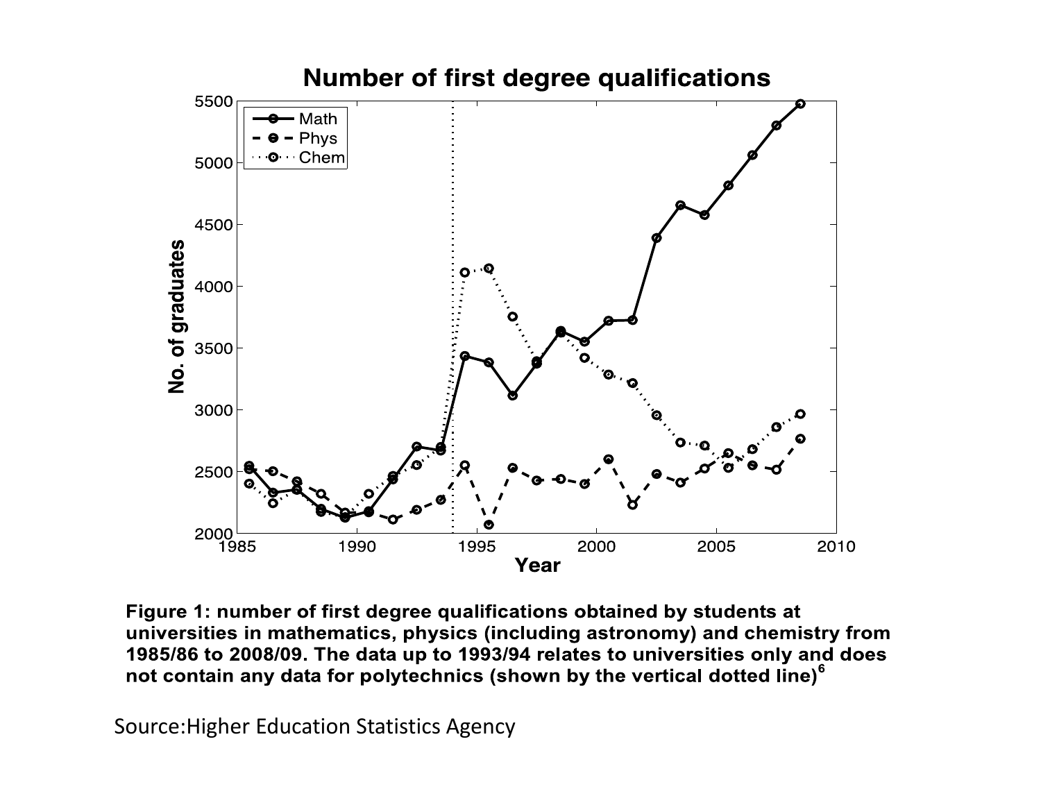Number of first degree qualifications

5500
5000
4500
4000
3500
3000
2500
2000

No. of graduates

Math
Phys
Chem

1985 1990 1995 2000 2005 2010

Year

**Figure 1: number of first degree qualifications obtained by students at universities in mathematics, physics (including astronomy) and chemistry from 1985/86 to 2008/09. The data up to 1993/94 relates to universities only and does not contain any data for polytechnics (shown by the vertical dotted line)[6]**

Source:Higher Education Statistics Agency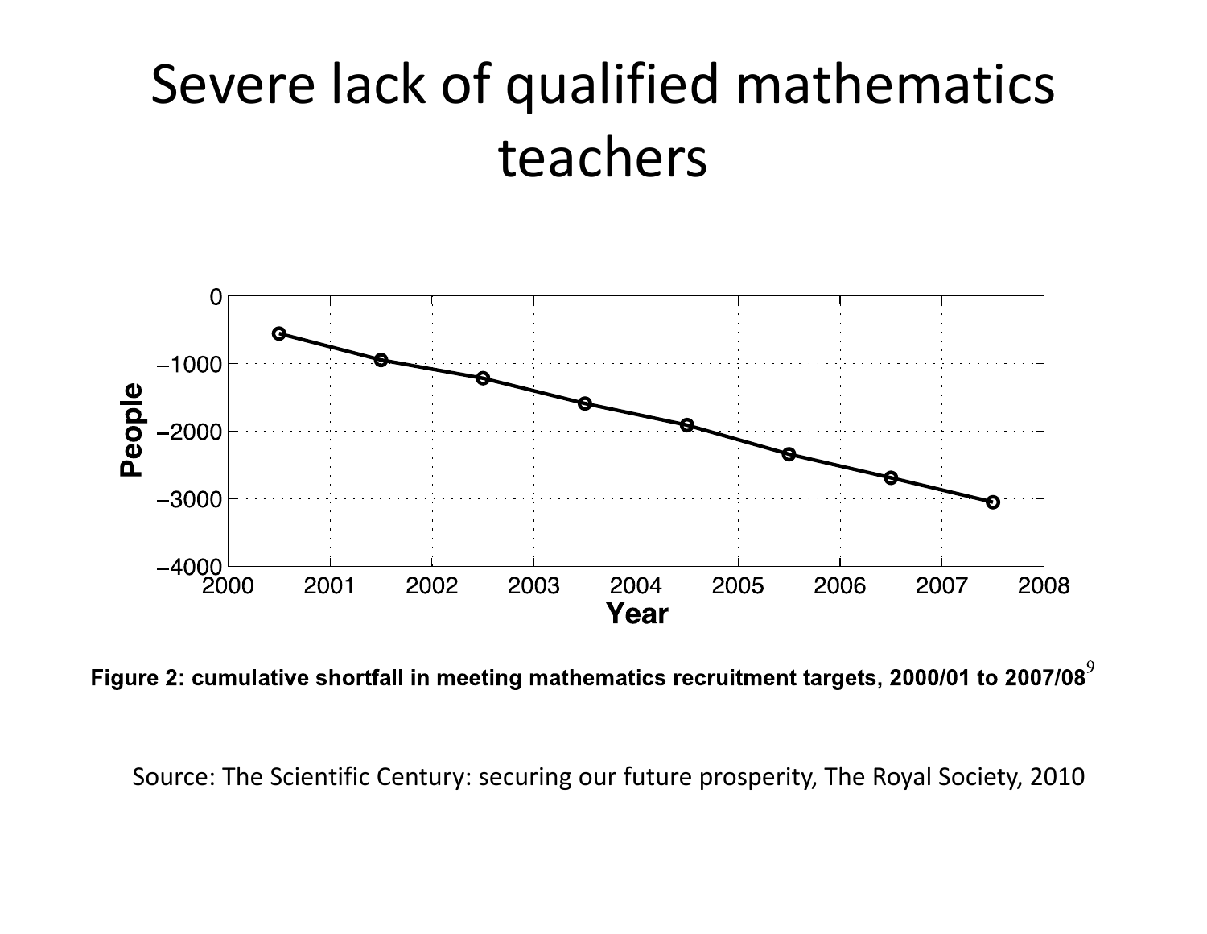# Severe lack of qualified mathematics teachers

0
−1000
−2000
−3000
−4000
People
2000
2001
2002
2003
2004
2005
2006
2007
2008
Year

**Figure 2: cumulative shortfall in meeting mathematics recruitment targets, 2000/01 to 2007/08**[9]

Source: The Scientific Century: securing our future prosperity, The Royal Society, 2010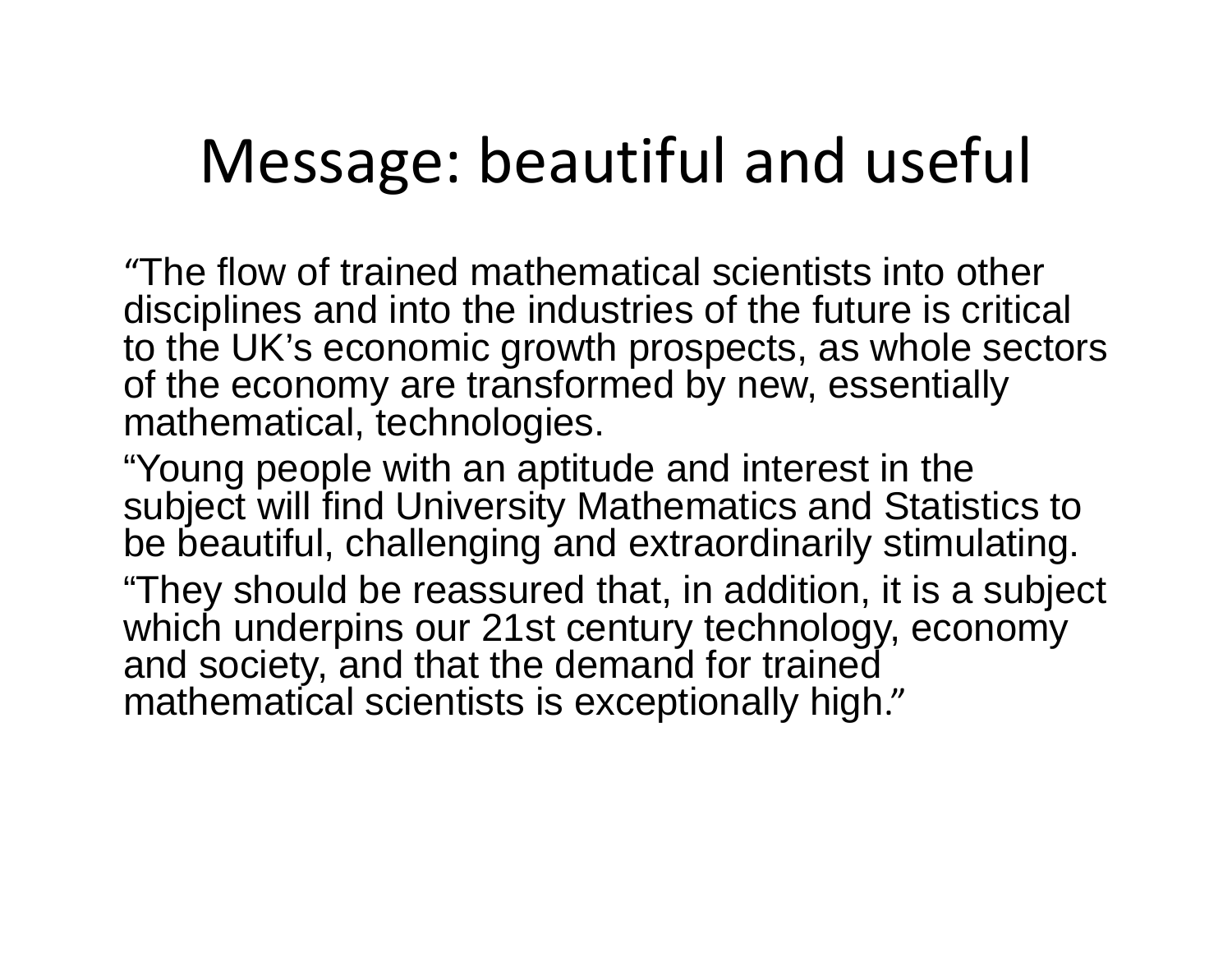# Message: beautiful and useful

“The flow of trained mathematical scientists into other disciplines and into the industries of the future is critical to the UK’s economic growth prospects, as whole sectors of the economy are transformed by new, essentially mathematical, technologies.

“Young people with an aptitude and interest in the subject will find University Mathematics and Statistics to be beautiful, challenging and extraordinarily stimulating.

“They should be reassured that, in addition, it is a subject which underpins our 21st century technology, economy and society, and that the demand for trained mathematical scientists is exceptionally high.”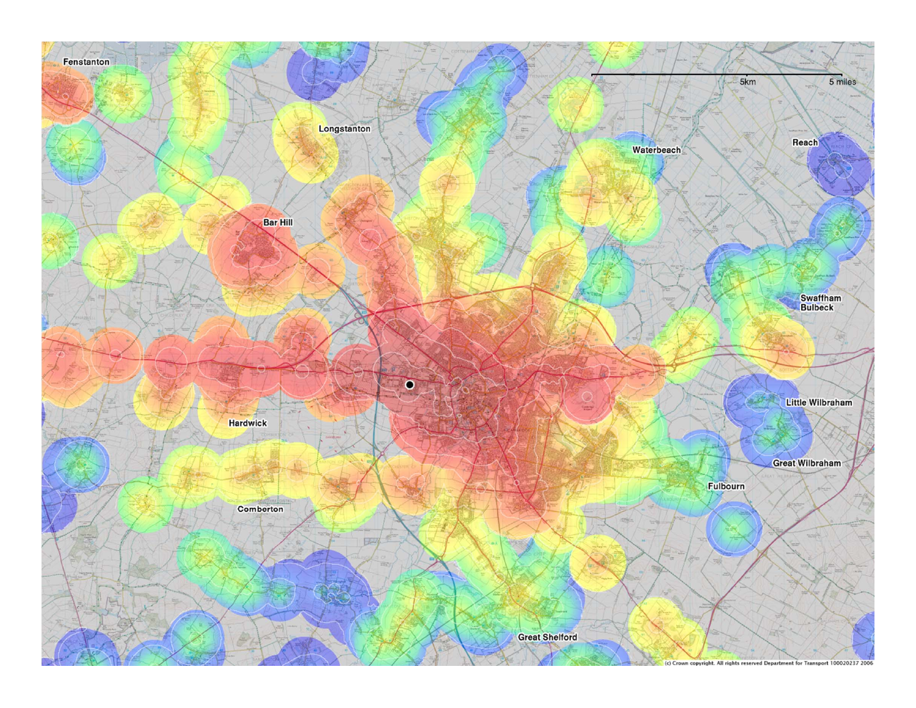Fenstanton

Longstanton

Waterbeach

Reach

5km

5 miles

Bar Hill

Swaffham Bulbeck

Hardwick

Little Wilbraham

Great Wilbraham

Fulbourn

Comberton

Great Shelford

(c) Crown copyright. All rights reserved Department for Transport 100020237 2006